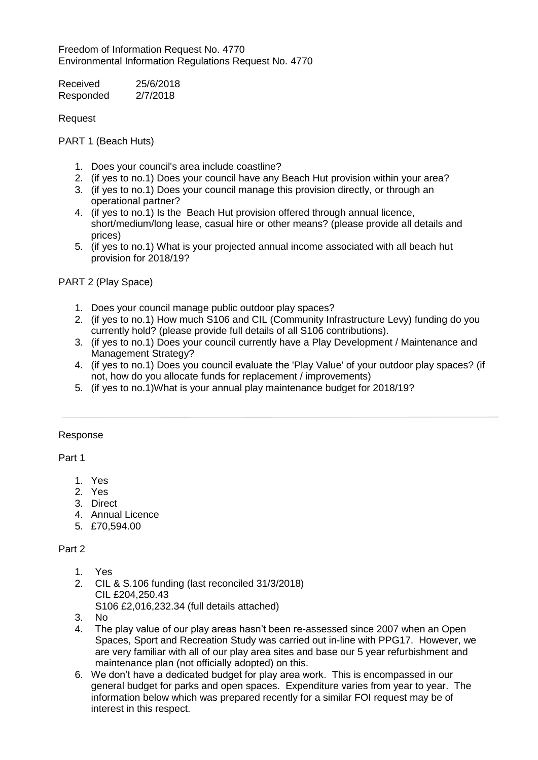Freedom of Information Request No. 4770
Environmental Information Regulations Request No. 4770

Received 25/6/2018
Responded 2/7/2018

Request

PART 1 (Beach Huts)

1. Does your council's area include coastline?
2. (if yes to no.1) Does your council have any Beach Hut provision within your area?
3. (if yes to no.1) Does your council manage this provision directly, or through an operational partner?
4. (if yes to no.1) Is the Beach Hut provision offered through annual licence, short/medium/long lease, casual hire or other means? (please provide all details and prices)
5. (if yes to no.1) What is your projected annual income associated with all beach hut provision for 2018/19?

PART 2 (Play Space)

1. Does your council manage public outdoor play spaces?
2. (if yes to no.1) How much S106 and CIL (Community Infrastructure Levy) funding do you currently hold? (please provide full details of all S106 contributions).
3. (if yes to no.1) Does your council currently have a Play Development / Maintenance and Management Strategy?
4. (if yes to no.1) Does you council evaluate the 'Play Value' of your outdoor play spaces? (if not, how do you allocate funds for replacement / improvements)
5. (if yes to no.1)What is your annual play maintenance budget for 2018/19?

---

Response

Part 1

1. Yes
2. Yes
3. Direct
4. Annual Licence
5. £70,594.00

Part 2

1. Yes
2. CIL & S.106 funding (last reconciled 31/3/2018)
   CIL £204,250.43
   S106 £2,016,232.34 (full details attached)
3. No
4. The play value of our play areas hasn't been re-assessed since 2007 when an Open Spaces, Sport and Recreation Study was carried out in-line with PPG17. However, we are very familiar with all of our play area sites and base our 5 year refurbishment and maintenance plan (not officially adopted) on this.
6. We don't have a dedicated budget for play area work. This is encompassed in our general budget for parks and open spaces. Expenditure varies from year to year. The information below which was prepared recently for a similar FOI request may be of interest in this respect.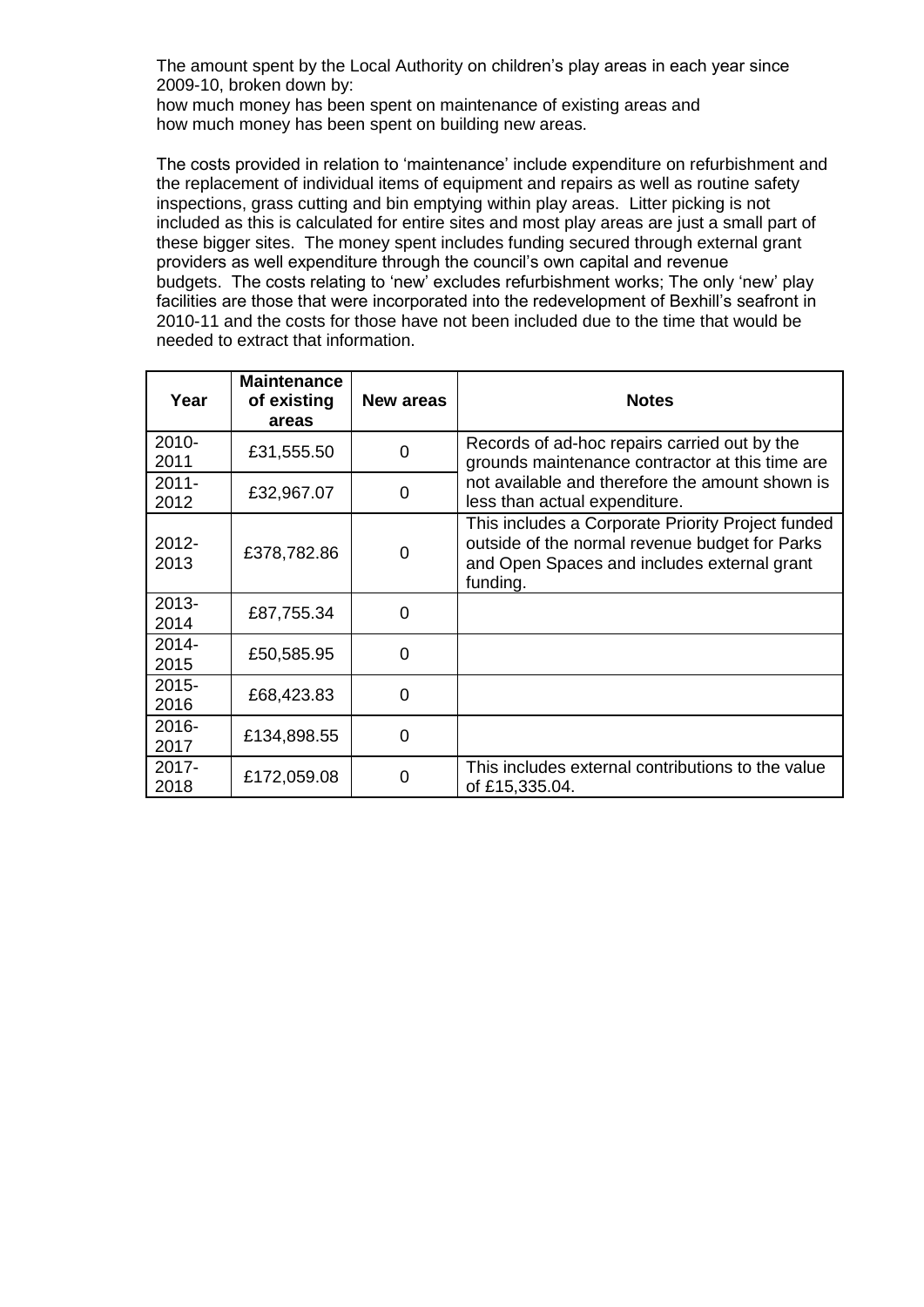The amount spent by the Local Authority on children's play areas in each year since 2009-10, broken down by:
how much money has been spent on maintenance of existing areas and
how much money has been spent on building new areas.

The costs provided in relation to 'maintenance' include expenditure on refurbishment and the replacement of individual items of equipment and repairs as well as routine safety inspections, grass cutting and bin emptying within play areas. Litter picking is not included as this is calculated for entire sites and most play areas are just a small part of these bigger sites. The money spent includes funding secured through external grant providers as well expenditure through the council's own capital and revenue budgets. The costs relating to 'new' excludes refurbishment works; The only 'new' play facilities are those that were incorporated into the redevelopment of Bexhill's seafront in 2010-11 and the costs for those have not been included due to the time that would be needed to extract that information.

| Year | Maintenance of existing areas | New areas | Notes |
|---|---|---|---|
| 2010-2011 | £31,555.50 | 0 | Records of ad-hoc repairs carried out by the grounds maintenance contractor at this time are not available and therefore the amount shown is less than actual expenditure. |
| 2011-2012 | £32,967.07 | 0 | |
| 2012-2013 | £378,782.86 | 0 | This includes a Corporate Priority Project funded outside of the normal revenue budget for Parks and Open Spaces and includes external grant funding. |
| 2013-2014 | £87,755.34 | 0 | |
| 2014-2015 | £50,585.95 | 0 | |
| 2015-2016 | £68,423.83 | 0 | |
| 2016-2017 | £134,898.55 | 0 | |
| 2017-2018 | £172,059.08 | 0 | This includes external contributions to the value of £15,335.04. |